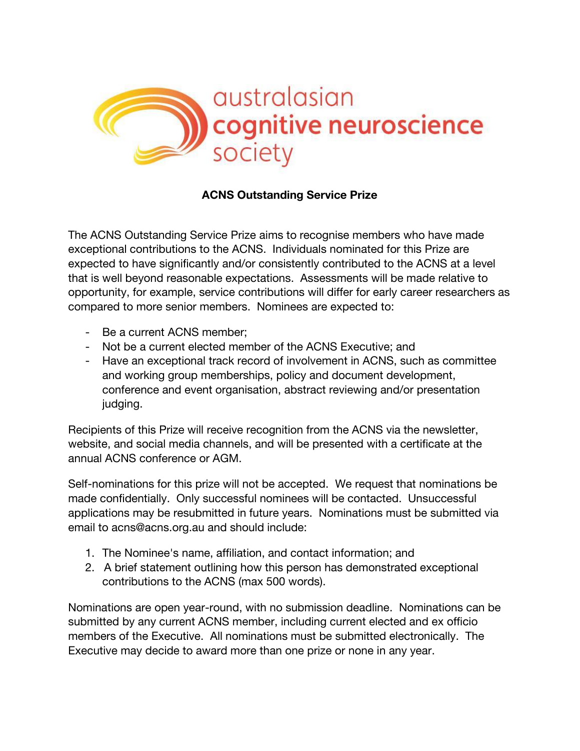australasian cognitive neuroscience society

**ACNS Outstanding Service Prize**

The ACNS Outstanding Service Prize aims to recognise members who have made exceptional contributions to the ACNS. Individuals nominated for this Prize are expected to have significantly and/or consistently contributed to the ACNS at a level that is well beyond reasonable expectations. Assessments will be made relative to opportunity, for example, service contributions will differ for early career researchers as compared to more senior members. Nominees are expected to:

- Be a current ACNS member;
- Not be a current elected member of the ACNS Executive; and
- Have an exceptional track record of involvement in ACNS, such as committee and working group memberships, policy and document development, conference and event organisation, abstract reviewing and/or presentation judging.

Recipients of this Prize will receive recognition from the ACNS via the newsletter, website, and social media channels, and will be presented with a certificate at the annual ACNS conference or AGM.

Self-nominations for this prize will not be accepted. We request that nominations be made confidentially. Only successful nominees will be contacted. Unsuccessful applications may be resubmitted in future years. Nominations must be submitted via email to acns@acns.org.au and should include:

1. The Nominee's name, affiliation, and contact information; and
2. A brief statement outlining how this person has demonstrated exceptional contributions to the ACNS (max 500 words).

Nominations are open year-round, with no submission deadline. Nominations can be submitted by any current ACNS member, including current elected and ex officio members of the Executive. All nominations must be submitted electronically. The Executive may decide to award more than one prize or none in any year.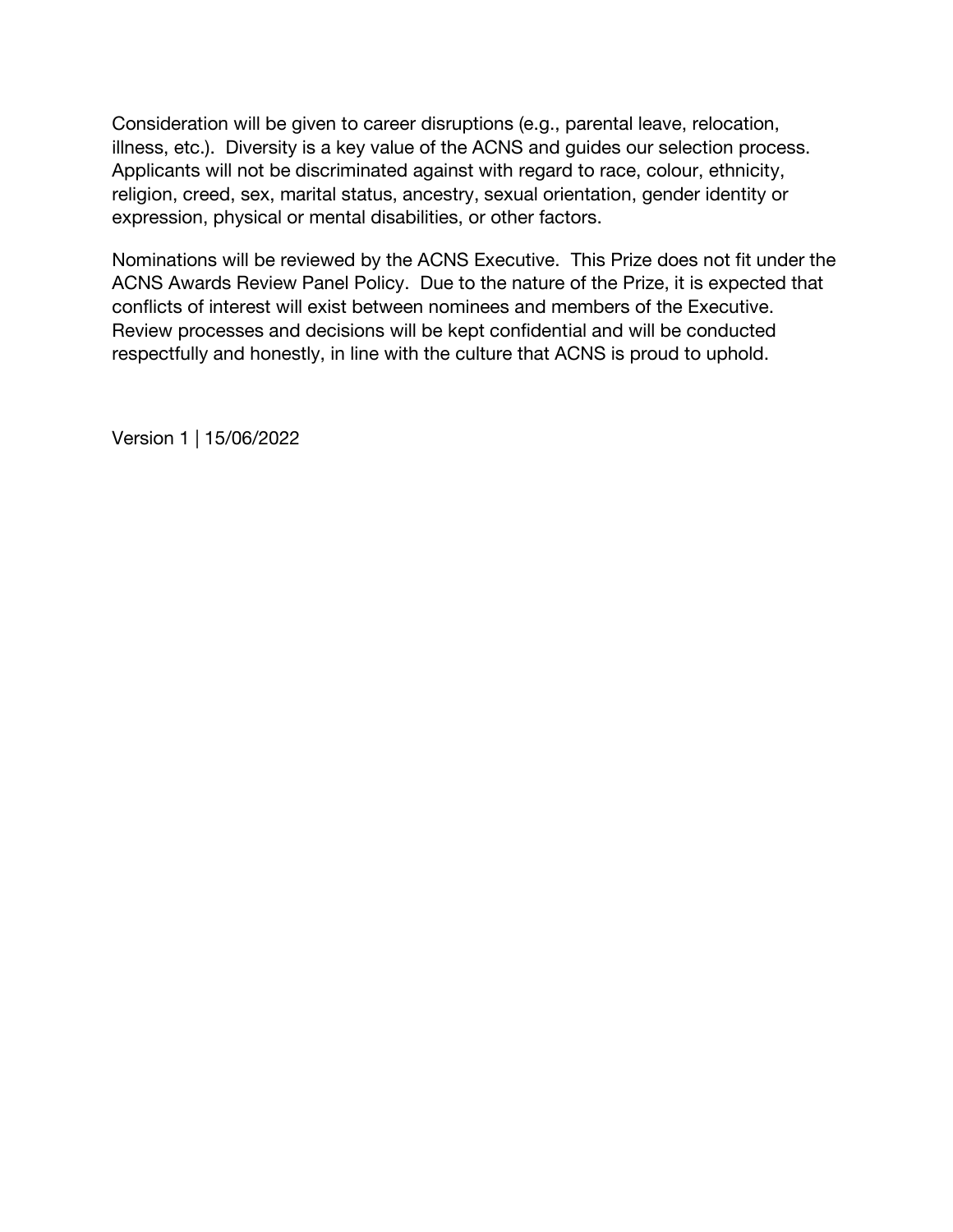Consideration will be given to career disruptions (e.g., parental leave, relocation, illness, etc.). Diversity is a key value of the ACNS and guides our selection process. Applicants will not be discriminated against with regard to race, colour, ethnicity, religion, creed, sex, marital status, ancestry, sexual orientation, gender identity or expression, physical or mental disabilities, or other factors.

Nominations will be reviewed by the ACNS Executive. This Prize does not fit under the ACNS Awards Review Panel Policy. Due to the nature of the Prize, it is expected that conflicts of interest will exist between nominees and members of the Executive. Review processes and decisions will be kept confidential and will be conducted respectfully and honestly, in line with the culture that ACNS is proud to uphold.

Version 1 | 15/06/2022